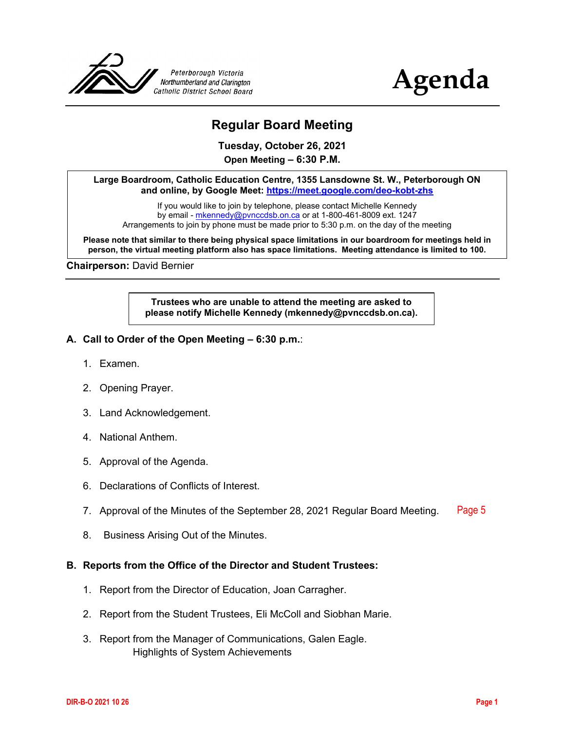Peterborough Victoria Northumberland and Clarington Catholic District School Board

# Agenda

## Regular Board Meeting

**Tuesday, October 26, 2021**

**Open Meeting – 6:30 P.M.**

**Large Boardroom, Catholic Education Centre, 1355 Lansdowne St. W., Peterborough ON and online, by Google Meet: [https://meet.google.com/deo-kobt-zhs](https://meet.google.com/deo-kobt-zhs)**

If you would like to join by telephone, please contact Michelle Kennedy by email - mkennedy@pvnccdsb.on.ca or at 1-800-461-8009 ext. 1247
Arrangements to join by phone must be made prior to 5:30 p.m. on the day of the meeting

**Please note that similar to there being physical space limitations in our boardroom for meetings held in person, the virtual meeting platform also has space limitations. Meeting attendance is limited to 100.**

**Chairperson:** David Bernier

**Trustees who are unable to attend the meeting are asked to please notify Michelle Kennedy (mkennedy@pvnccdsb.on.ca).**

### A. Call to Order of the Open Meeting – 6:30 p.m.:

1. Examen.
2. Opening Prayer.
3. Land Acknowledgement.
4. National Anthem.
5. Approval of the Agenda.
6. Declarations of Conflicts of Interest.
7. Approval of the Minutes of the September 28, 2021 Regular Board Meeting. Page 5
8. Business Arising Out of the Minutes.

### B. Reports from the Office of the Director and Student Trustees:

1. Report from the Director of Education, Joan Carragher.
2. Report from the Student Trustees, Eli McColl and Siobhan Marie.
3. Report from the Manager of Communications, Galen Eagle.
   Highlights of System Achievements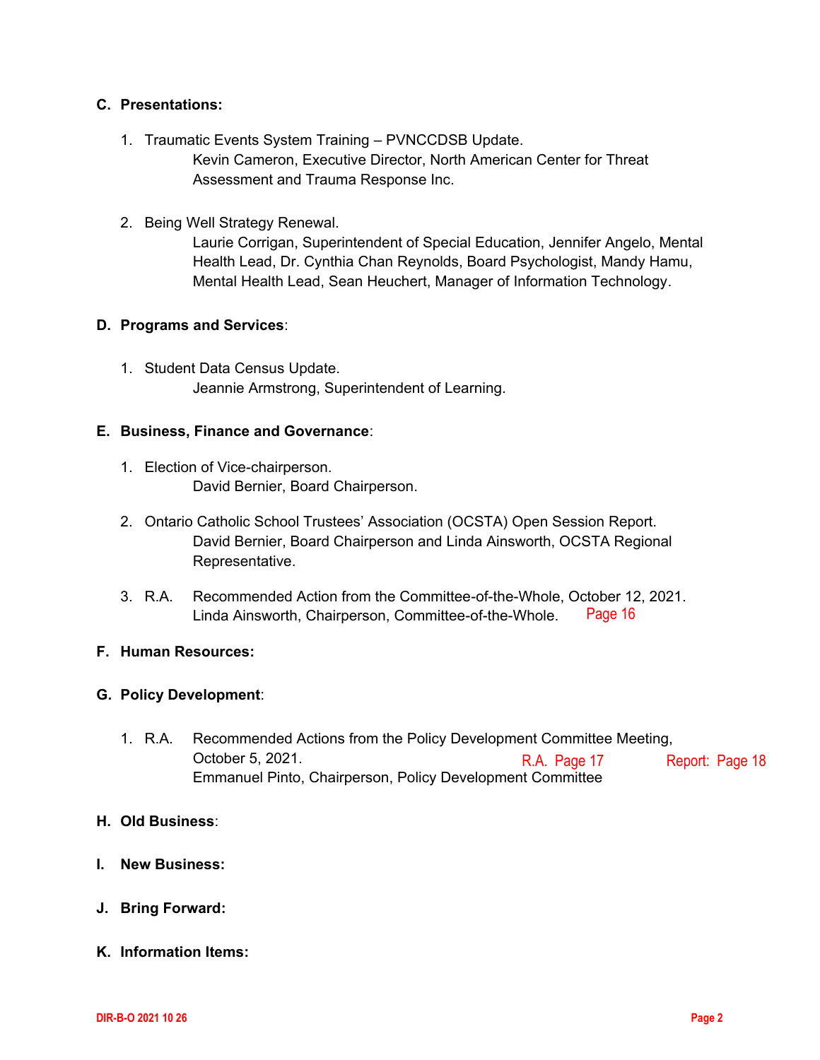**C. Presentations:**

1. Traumatic Events System Training – PVNCCDSB Update.
   Kevin Cameron, Executive Director, North American Center for Threat Assessment and Trauma Response Inc.

2. Being Well Strategy Renewal.
   Laurie Corrigan, Superintendent of Special Education, Jennifer Angelo, Mental Health Lead, Dr. Cynthia Chan Reynolds, Board Psychologist, Mandy Hamu, Mental Health Lead, Sean Heuchert, Manager of Information Technology.

**D. Programs and Services**:

1. Student Data Census Update.
   Jeannie Armstrong, Superintendent of Learning.

**E. Business, Finance and Governance**:

1. Election of Vice-chairperson.
   David Bernier, Board Chairperson.

2. Ontario Catholic School Trustees' Association (OCSTA) Open Session Report.
   David Bernier, Board Chairperson and Linda Ainsworth, OCSTA Regional Representative.

3. R.A. Recommended Action from the Committee-of-the-Whole, October 12, 2021.
   Linda Ainsworth, Chairperson, Committee-of-the-Whole. Page 16

**F. Human Resources:**

**G. Policy Development**:

1. R.A. Recommended Actions from the Policy Development Committee Meeting, October 5, 2021. R.A. Page 17 Report: Page 18
   Emmanuel Pinto, Chairperson, Policy Development Committee

**H. Old Business**:

**I. New Business:**

**J. Bring Forward:**

**K. Information Items:**

DIR-B-O 2021 10 26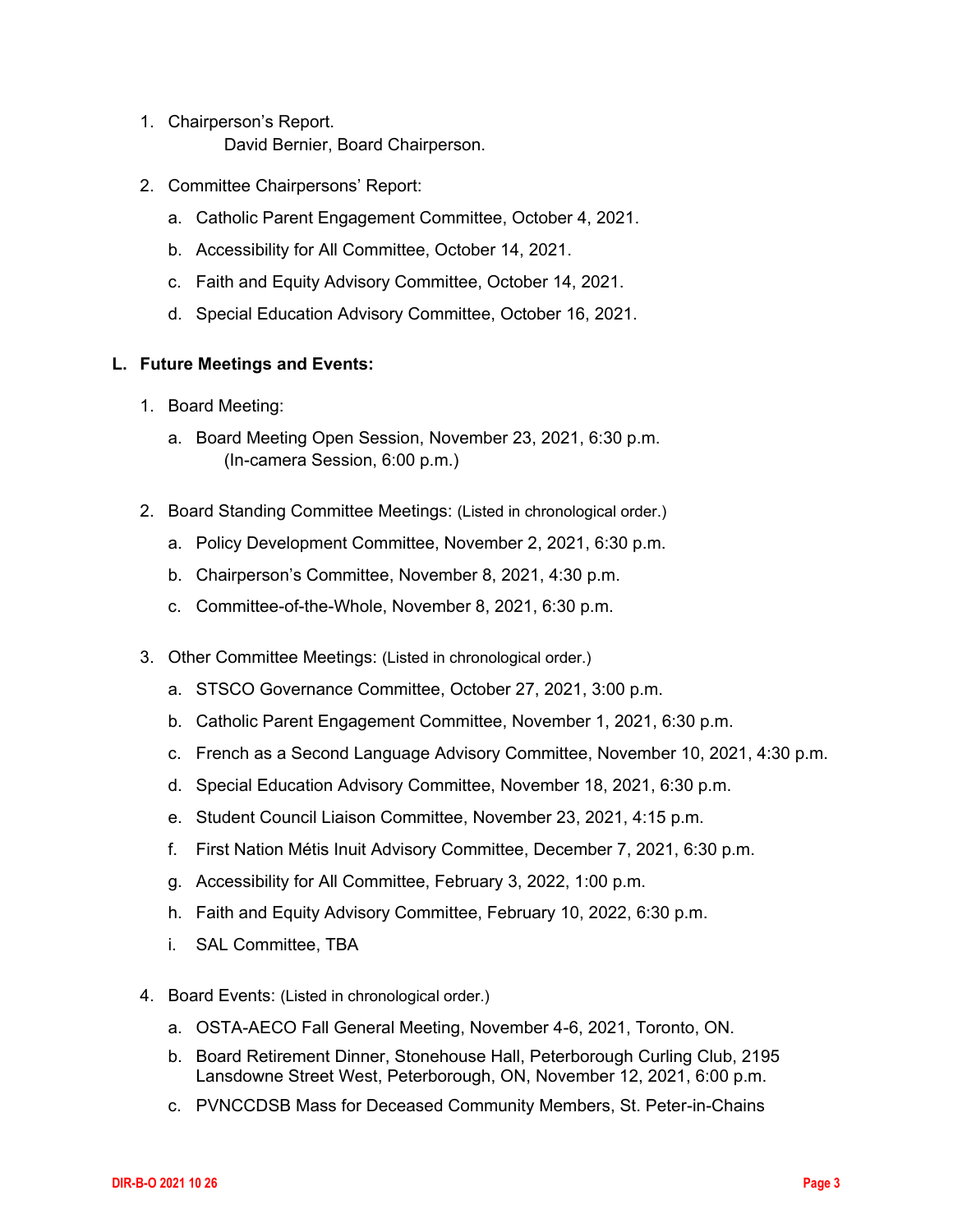1. Chairperson's Report.
   David Bernier, Board Chairperson.

2. Committee Chairpersons' Report:

   a. Catholic Parent Engagement Committee, October 4, 2021.

   b. Accessibility for All Committee, October 14, 2021.

   c. Faith and Equity Advisory Committee, October 14, 2021.

   d. Special Education Advisory Committee, October 16, 2021.

**L. Future Meetings and Events:**

1. Board Meeting:

   a. Board Meeting Open Session, November 23, 2021, 6:30 p.m.
      (In-camera Session, 6:00 p.m.)

2. Board Standing Committee Meetings: (Listed in chronological order.)

   a. Policy Development Committee, November 2, 2021, 6:30 p.m.

   b. Chairperson's Committee, November 8, 2021, 4:30 p.m.

   c. Committee-of-the-Whole, November 8, 2021, 6:30 p.m.

3. Other Committee Meetings: (Listed in chronological order.)

   a. STSCO Governance Committee, October 27, 2021, 3:00 p.m.

   b. Catholic Parent Engagement Committee, November 1, 2021, 6:30 p.m.

   c. French as a Second Language Advisory Committee, November 10, 2021, 4:30 p.m.

   d. Special Education Advisory Committee, November 18, 2021, 6:30 p.m.

   e. Student Council Liaison Committee, November 23, 2021, 4:15 p.m.

   f. First Nation Métis Inuit Advisory Committee, December 7, 2021, 6:30 p.m.

   g. Accessibility for All Committee, February 3, 2022, 1:00 p.m.

   h. Faith and Equity Advisory Committee, February 10, 2022, 6:30 p.m.

   i. SAL Committee, TBA

4. Board Events: (Listed in chronological order.)

   a. OSTA-AECO Fall General Meeting, November 4-6, 2021, Toronto, ON.

   b. Board Retirement Dinner, Stonehouse Hall, Peterborough Curling Club, 2195 Lansdowne Street West, Peterborough, ON, November 12, 2021, 6:00 p.m.

   c. PVNCCDSB Mass for Deceased Community Members, St. Peter-in-Chains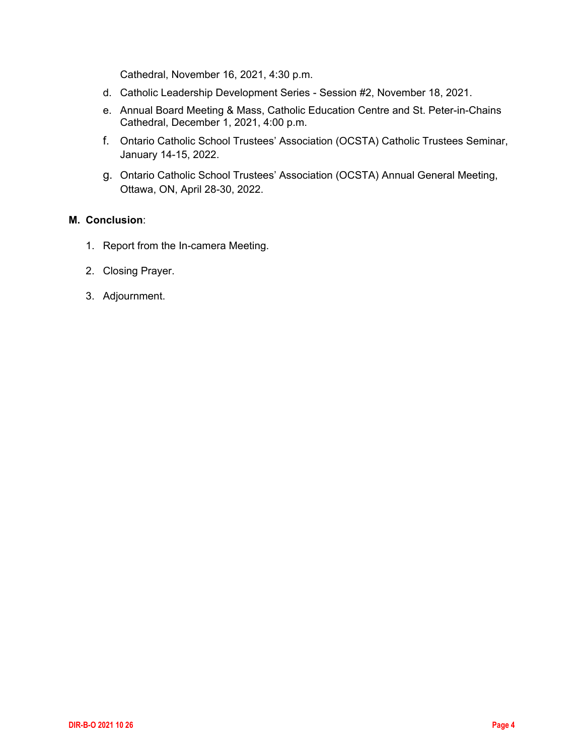Cathedral, November 16, 2021, 4:30 p.m.

d. Catholic Leadership Development Series - Session #2, November 18, 2021.

e. Annual Board Meeting & Mass, Catholic Education Centre and St. Peter-in-Chains Cathedral, December 1, 2021, 4:00 p.m.

f. Ontario Catholic School Trustees' Association (OCSTA) Catholic Trustees Seminar, January 14-15, 2022.

g. Ontario Catholic School Trustees' Association (OCSTA) Annual General Meeting, Ottawa, ON, April 28-30, 2022.

**M. Conclusion**:

1. Report from the In-camera Meeting.
2. Closing Prayer.
3. Adjournment.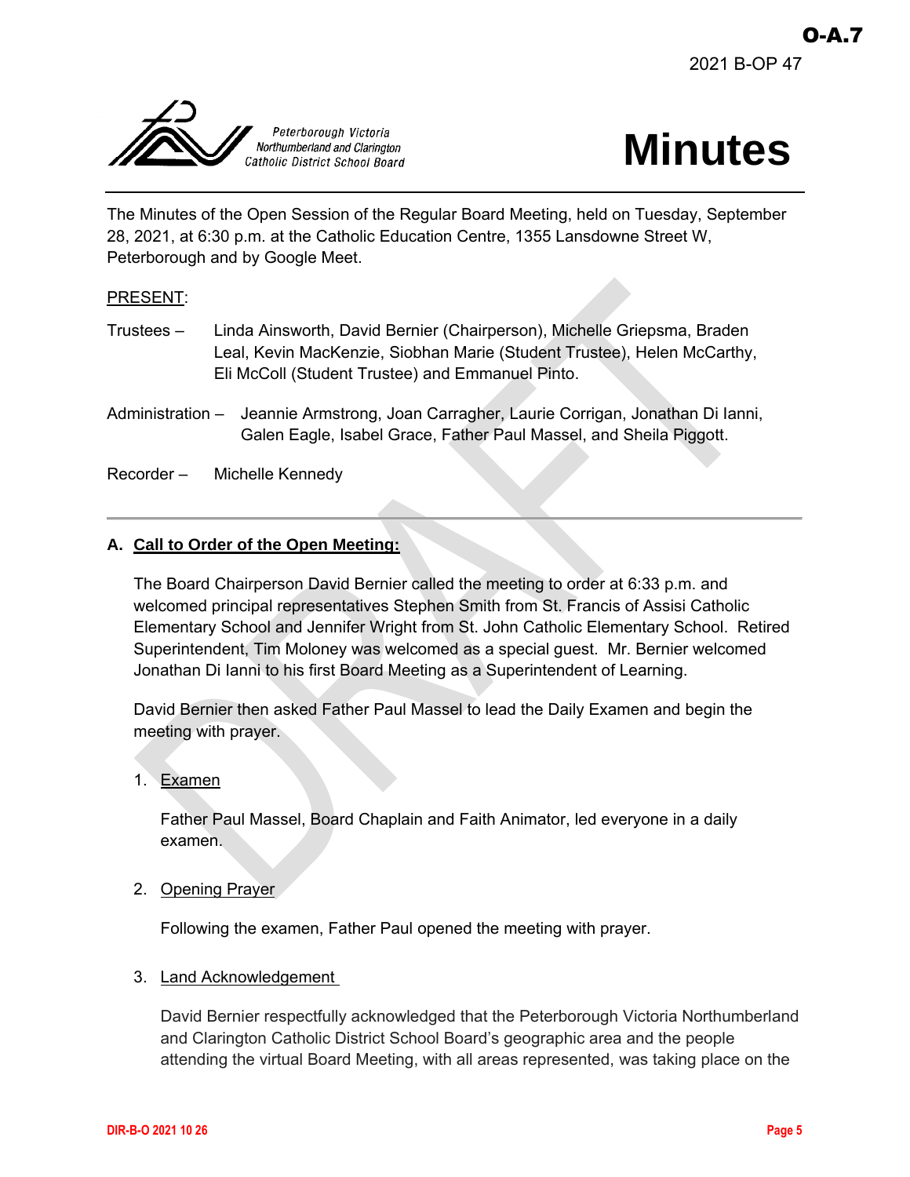# Minutes

The Minutes of the Open Session of the Regular Board Meeting, held on Tuesday, September 28, 2021, at 6:30 p.m. at the Catholic Education Centre, 1355 Lansdowne Street W, Peterborough and by Google Meet.

PRESENT:

Trustees – Linda Ainsworth, David Bernier (Chairperson), Michelle Griepsma, Braden Leal, Kevin MacKenzie, Siobhan Marie (Student Trustee), Helen McCarthy, Eli McColl (Student Trustee) and Emmanuel Pinto.

Administration – Jeannie Armstrong, Joan Carragher, Laurie Corrigan, Jonathan Di Ianni, Galen Eagle, Isabel Grace, Father Paul Massel, and Sheila Piggott.

Recorder – Michelle Kennedy

---

## A. Call to Order of the Open Meeting:

The Board Chairperson David Bernier called the meeting to order at 6:33 p.m. and welcomed principal representatives Stephen Smith from St. Francis of Assisi Catholic Elementary School and Jennifer Wright from St. John Catholic Elementary School. Retired Superintendent, Tim Moloney was welcomed as a special guest. Mr. Bernier welcomed Jonathan Di Ianni to his first Board Meeting as a Superintendent of Learning.

David Bernier then asked Father Paul Massel to lead the Daily Examen and begin the meeting with prayer.

1. Examen

   Father Paul Massel, Board Chaplain and Faith Animator, led everyone in a daily examen.

2. Opening Prayer

   Following the examen, Father Paul opened the meeting with prayer.

3. Land Acknowledgement

   David Bernier respectfully acknowledged that the Peterborough Victoria Northumberland and Clarington Catholic District School Board's geographic area and the people attending the virtual Board Meeting, with all areas represented, was taking place on the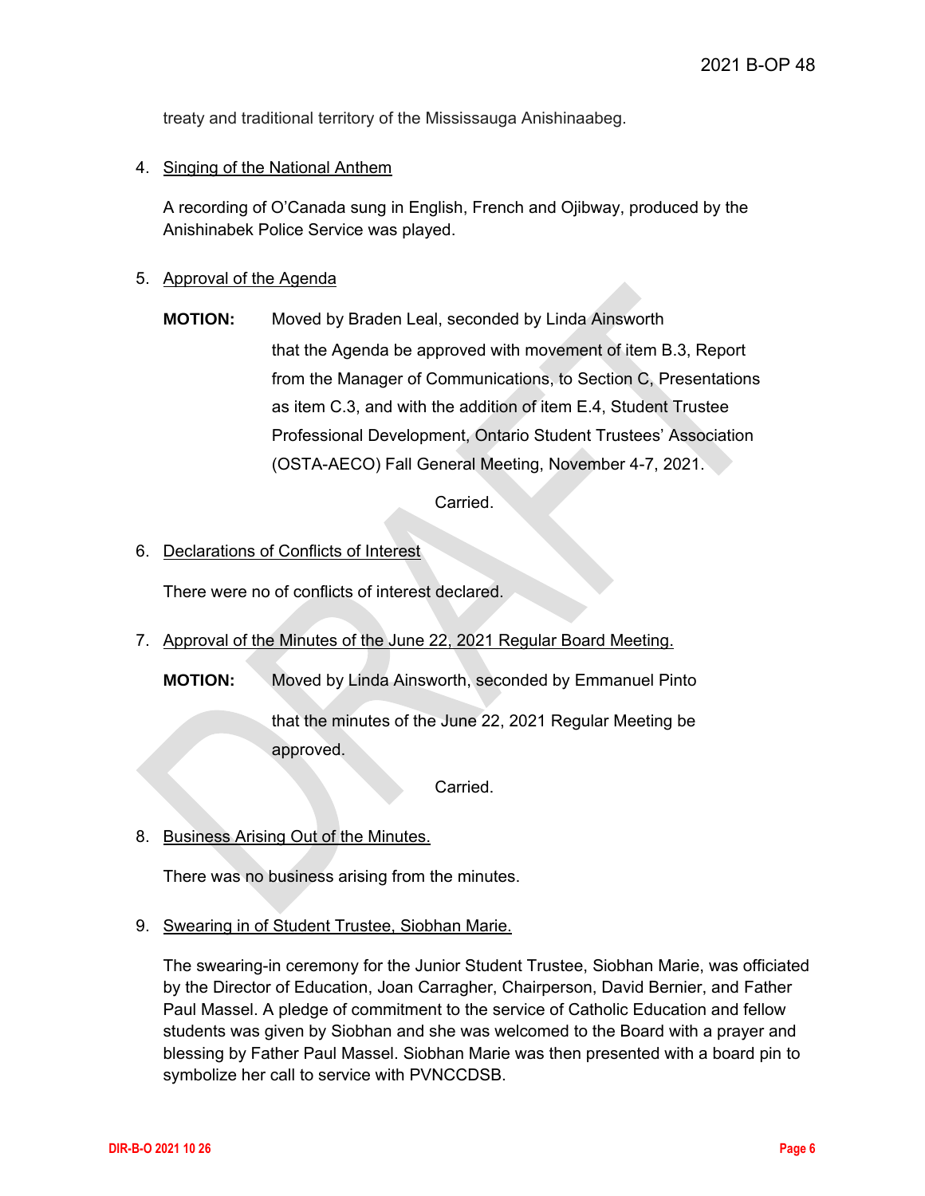treaty and traditional territory of the Mississauga Anishinaabeg.

4. Singing of the National Anthem

   A recording of O'Canada sung in English, French and Ojibway, produced by the Anishinabek Police Service was played.

5. Approval of the Agenda

   **MOTION:** Moved by Braden Leal, seconded by Linda Ainsworth
   that the Agenda be approved with movement of item B.3, Report from the Manager of Communications, to Section C, Presentations as item C.3, and with the addition of item E.4, Student Trustee Professional Development, Ontario Student Trustees' Association (OSTA-AECO) Fall General Meeting, November 4-7, 2021.

   Carried.

6. Declarations of Conflicts of Interest

   There were no of conflicts of interest declared.

7. Approval of the Minutes of the June 22, 2021 Regular Board Meeting.

   **MOTION:** Moved by Linda Ainsworth, seconded by Emmanuel Pinto
   that the minutes of the June 22, 2021 Regular Meeting be approved.

   Carried.

8. Business Arising Out of the Minutes.

   There was no business arising from the minutes.

9. Swearing in of Student Trustee, Siobhan Marie.

   The swearing-in ceremony for the Junior Student Trustee, Siobhan Marie, was officiated by the Director of Education, Joan Carragher, Chairperson, David Bernier, and Father Paul Massel. A pledge of commitment to the service of Catholic Education and fellow students was given by Siobhan and she was welcomed to the Board with a prayer and blessing by Father Paul Massel. Siobhan Marie was then presented with a board pin to symbolize her call to service with PVNCCDSB.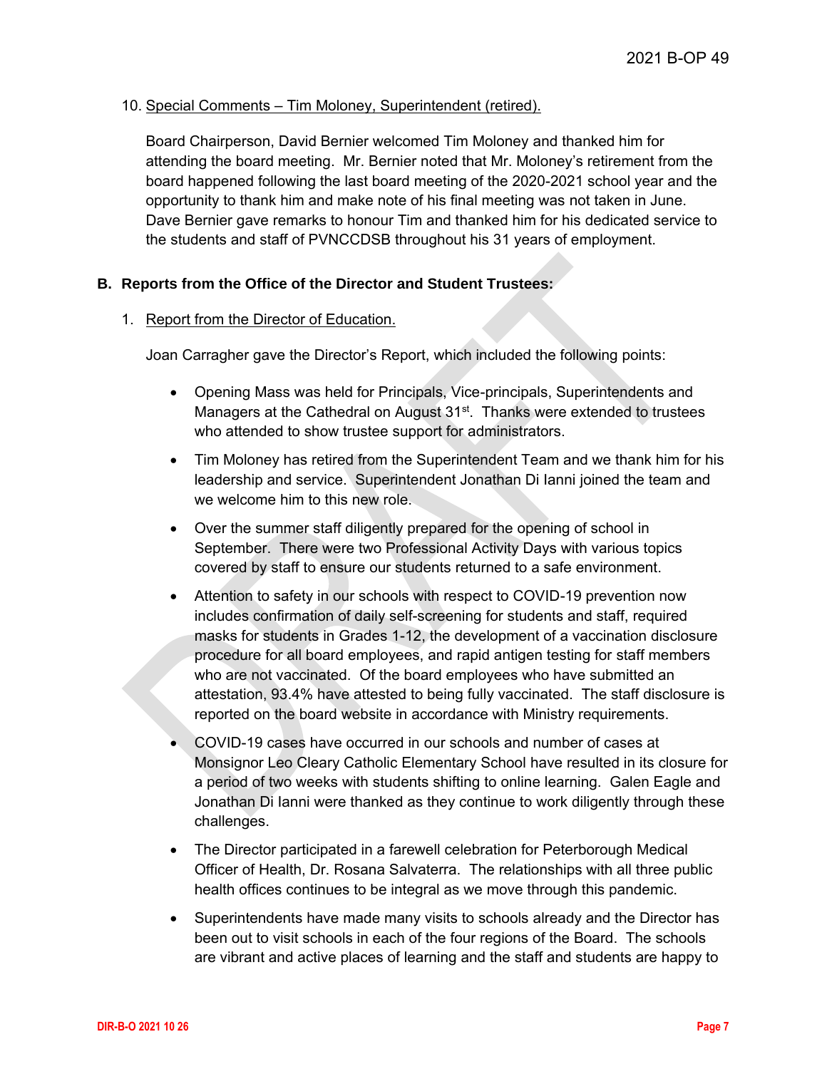10. Special Comments – Tim Moloney, Superintendent (retired).

    Board Chairperson, David Bernier welcomed Tim Moloney and thanked him for attending the board meeting. Mr. Bernier noted that Mr. Moloney's retirement from the board happened following the last board meeting of the 2020-2021 school year and the opportunity to thank him and make note of his final meeting was not taken in June. Dave Bernier gave remarks to honour Tim and thanked him for his dedicated service to the students and staff of PVNCCDSB throughout his 31 years of employment.

## B. Reports from the Office of the Director and Student Trustees:

1. Report from the Director of Education.

   Joan Carragher gave the Director's Report, which included the following points:

   - Opening Mass was held for Principals, Vice-principals, Superintendents and Managers at the Cathedral on August 31st. Thanks were extended to trustees who attended to show trustee support for administrators.
   - Tim Moloney has retired from the Superintendent Team and we thank him for his leadership and service. Superintendent Jonathan Di Ianni joined the team and we welcome him to this new role.
   - Over the summer staff diligently prepared for the opening of school in September. There were two Professional Activity Days with various topics covered by staff to ensure our students returned to a safe environment.
   - Attention to safety in our schools with respect to COVID-19 prevention now includes confirmation of daily self-screening for students and staff, required masks for students in Grades 1-12, the development of a vaccination disclosure procedure for all board employees, and rapid antigen testing for staff members who are not vaccinated. Of the board employees who have submitted an attestation, 93.4% have attested to being fully vaccinated. The staff disclosure is reported on the board website in accordance with Ministry requirements.
   - COVID-19 cases have occurred in our schools and number of cases at Monsignor Leo Cleary Catholic Elementary School have resulted in its closure for a period of two weeks with students shifting to online learning. Galen Eagle and Jonathan Di Ianni were thanked as they continue to work diligently through these challenges.
   - The Director participated in a farewell celebration for Peterborough Medical Officer of Health, Dr. Rosana Salvaterra. The relationships with all three public health offices continues to be integral as we move through this pandemic.
   - Superintendents have made many visits to schools already and the Director has been out to visit schools in each of the four regions of the Board. The schools are vibrant and active places of learning and the staff and students are happy to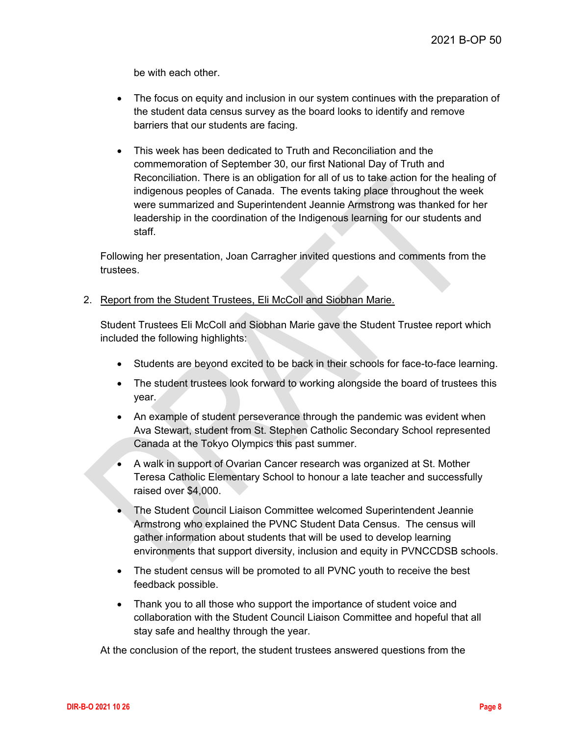be with each other.

- The focus on equity and inclusion in our system continues with the preparation of the student data census survey as the board looks to identify and remove barriers that our students are facing.

- This week has been dedicated to Truth and Reconciliation and the commemoration of September 30, our first National Day of Truth and Reconciliation. There is an obligation for all of us to take action for the healing of indigenous peoples of Canada. The events taking place throughout the week were summarized and Superintendent Jeannie Armstrong was thanked for her leadership in the coordination of the Indigenous learning for our students and staff.

Following her presentation, Joan Carragher invited questions and comments from the trustees.

2. Report from the Student Trustees, Eli McColl and Siobhan Marie.

   Student Trustees Eli McColl and Siobhan Marie gave the Student Trustee report which included the following highlights:

   - Students are beyond excited to be back in their schools for face-to-face learning.

   - The student trustees look forward to working alongside the board of trustees this year.

   - An example of student perseverance through the pandemic was evident when Ava Stewart, student from St. Stephen Catholic Secondary School represented Canada at the Tokyo Olympics this past summer.

   - A walk in support of Ovarian Cancer research was organized at St. Mother Teresa Catholic Elementary School to honour a late teacher and successfully raised over $4,000.

   - The Student Council Liaison Committee welcomed Superintendent Jeannie Armstrong who explained the PVNC Student Data Census. The census will gather information about students that will be used to develop learning environments that support diversity, inclusion and equity in PVNCCDSB schools.

   - The student census will be promoted to all PVNC youth to receive the best feedback possible.

   - Thank you to all those who support the importance of student voice and collaboration with the Student Council Liaison Committee and hopeful that all stay safe and healthy through the year.

   At the conclusion of the report, the student trustees answered questions from the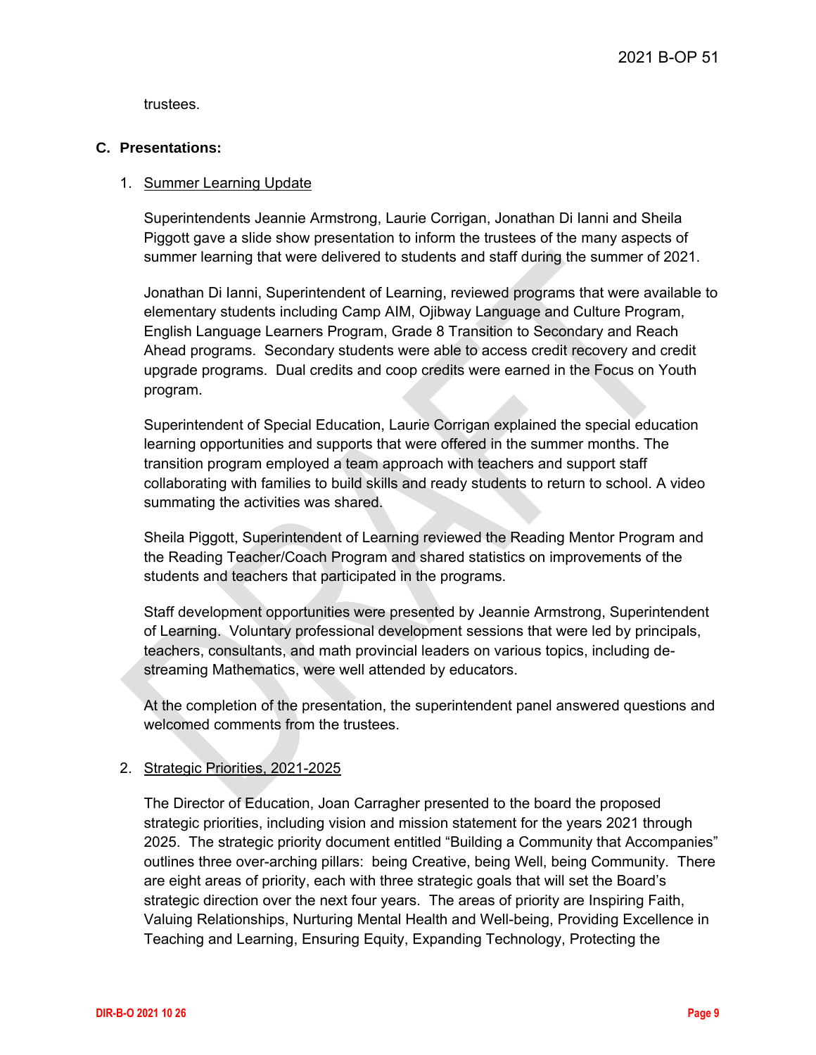trustees.

### C. Presentations:

1. Summer Learning Update

   Superintendents Jeannie Armstrong, Laurie Corrigan, Jonathan Di Ianni and Sheila Piggott gave a slide show presentation to inform the trustees of the many aspects of summer learning that were delivered to students and staff during the summer of 2021.

   Jonathan Di Ianni, Superintendent of Learning, reviewed programs that were available to elementary students including Camp AIM, Ojibway Language and Culture Program, English Language Learners Program, Grade 8 Transition to Secondary and Reach Ahead programs. Secondary students were able to access credit recovery and credit upgrade programs. Dual credits and coop credits were earned in the Focus on Youth program.

   Superintendent of Special Education, Laurie Corrigan explained the special education learning opportunities and supports that were offered in the summer months. The transition program employed a team approach with teachers and support staff collaborating with families to build skills and ready students to return to school. A video summating the activities was shared.

   Sheila Piggott, Superintendent of Learning reviewed the Reading Mentor Program and the Reading Teacher/Coach Program and shared statistics on improvements of the students and teachers that participated in the programs.

   Staff development opportunities were presented by Jeannie Armstrong, Superintendent of Learning. Voluntary professional development sessions that were led by principals, teachers, consultants, and math provincial leaders on various topics, including de-streaming Mathematics, were well attended by educators.

   At the completion of the presentation, the superintendent panel answered questions and welcomed comments from the trustees.

2. Strategic Priorities, 2021-2025

   The Director of Education, Joan Carragher presented to the board the proposed strategic priorities, including vision and mission statement for the years 2021 through 2025. The strategic priority document entitled "Building a Community that Accompanies" outlines three over-arching pillars: being Creative, being Well, being Community. There are eight areas of priority, each with three strategic goals that will set the Board's strategic direction over the next four years. The areas of priority are Inspiring Faith, Valuing Relationships, Nurturing Mental Health and Well-being, Providing Excellence in Teaching and Learning, Ensuring Equity, Expanding Technology, Protecting the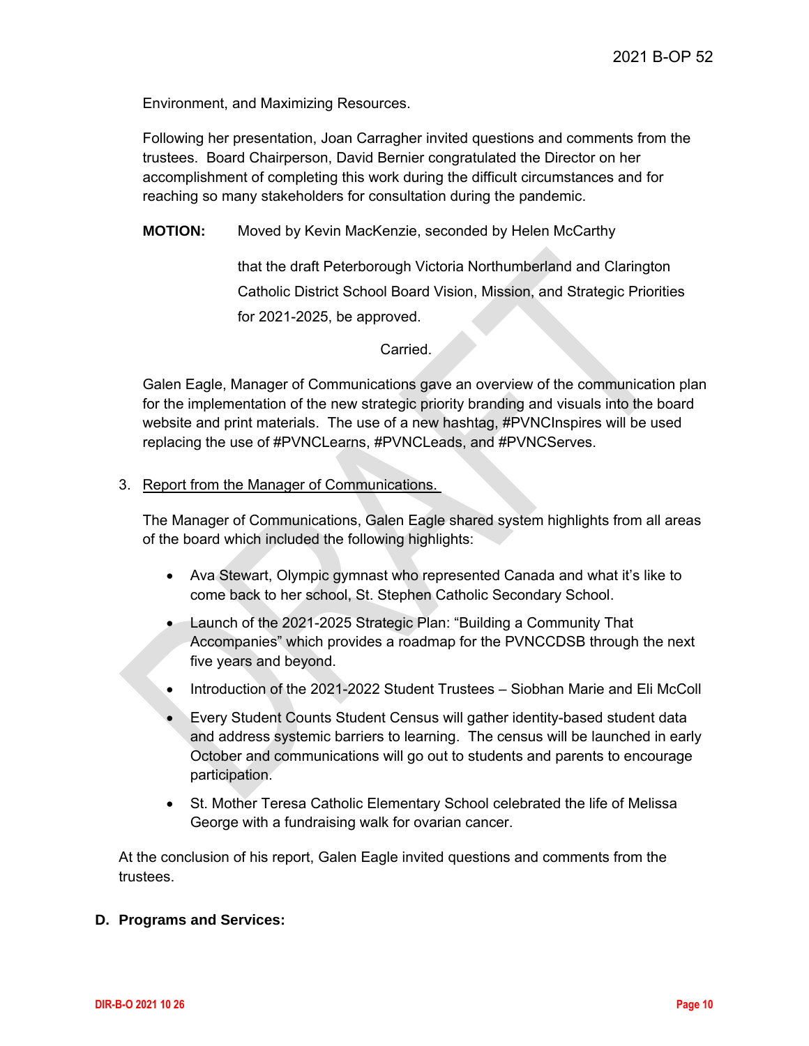Environment, and Maximizing Resources.

Following her presentation, Joan Carragher invited questions and comments from the trustees. Board Chairperson, David Bernier congratulated the Director on her accomplishment of completing this work during the difficult circumstances and for reaching so many stakeholders for consultation during the pandemic.

**MOTION:** Moved by Kevin MacKenzie, seconded by Helen McCarthy

that the draft Peterborough Victoria Northumberland and Clarington Catholic District School Board Vision, Mission, and Strategic Priorities for 2021-2025, be approved.

Carried.

Galen Eagle, Manager of Communications gave an overview of the communication plan for the implementation of the new strategic priority branding and visuals into the board website and print materials. The use of a new hashtag, #PVNCInspires will be used replacing the use of #PVNCLearns, #PVNCLeads, and #PVNCServes.

3. Report from the Manager of Communications.

The Manager of Communications, Galen Eagle shared system highlights from all areas of the board which included the following highlights:

- Ava Stewart, Olympic gymnast who represented Canada and what it's like to come back to her school, St. Stephen Catholic Secondary School.
- Launch of the 2021-2025 Strategic Plan: "Building a Community That Accompanies" which provides a roadmap for the PVNCCDSB through the next five years and beyond.
- Introduction of the 2021-2022 Student Trustees – Siobhan Marie and Eli McColl
- Every Student Counts Student Census will gather identity-based student data and address systemic barriers to learning. The census will be launched in early October and communications will go out to students and parents to encourage participation.
- St. Mother Teresa Catholic Elementary School celebrated the life of Melissa George with a fundraising walk for ovarian cancer.

At the conclusion of his report, Galen Eagle invited questions and comments from the trustees.

**D. Programs and Services:**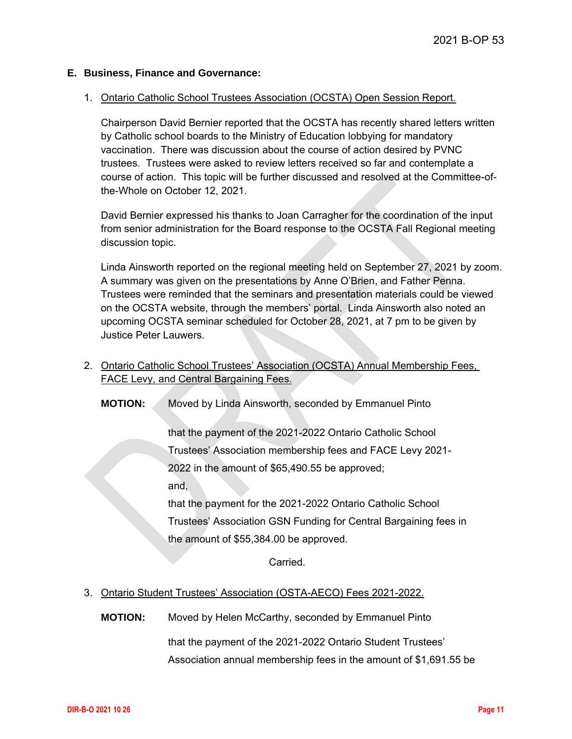## E. Business, Finance and Governance:

1. Ontario Catholic School Trustees Association (OCSTA) Open Session Report.

   Chairperson David Bernier reported that the OCSTA has recently shared letters written by Catholic school boards to the Ministry of Education lobbying for mandatory vaccination. There was discussion about the course of action desired by PVNC trustees. Trustees were asked to review letters received so far and contemplate a course of action. This topic will be further discussed and resolved at the Committee-of-the-Whole on October 12, 2021.

   David Bernier expressed his thanks to Joan Carragher for the coordination of the input from senior administration for the Board response to the OCSTA Fall Regional meeting discussion topic.

   Linda Ainsworth reported on the regional meeting held on September 27, 2021 by zoom. A summary was given on the presentations by Anne O'Brien, and Father Penna. Trustees were reminded that the seminars and presentation materials could be viewed on the OCSTA website, through the members' portal. Linda Ainsworth also noted an upcoming OCSTA seminar scheduled for October 28, 2021, at 7 pm to be given by Justice Peter Lauwers.

2. Ontario Catholic School Trustees' Association (OCSTA) Annual Membership Fees, FACE Levy, and Central Bargaining Fees.

   **MOTION:** Moved by Linda Ainsworth, seconded by Emmanuel Pinto

   that the payment of the 2021-2022 Ontario Catholic School Trustees' Association membership fees and FACE Levy 2021-2022 in the amount of $65,490.55 be approved;

   and,

   that the payment for the 2021-2022 Ontario Catholic School Trustees' Association GSN Funding for Central Bargaining fees in the amount of $55,384.00 be approved.

   Carried.

3. Ontario Student Trustees' Association (OSTA-AECO) Fees 2021-2022.

   **MOTION:** Moved by Helen McCarthy, seconded by Emmanuel Pinto

   that the payment of the 2021-2022 Ontario Student Trustees' Association annual membership fees in the amount of $1,691.55 be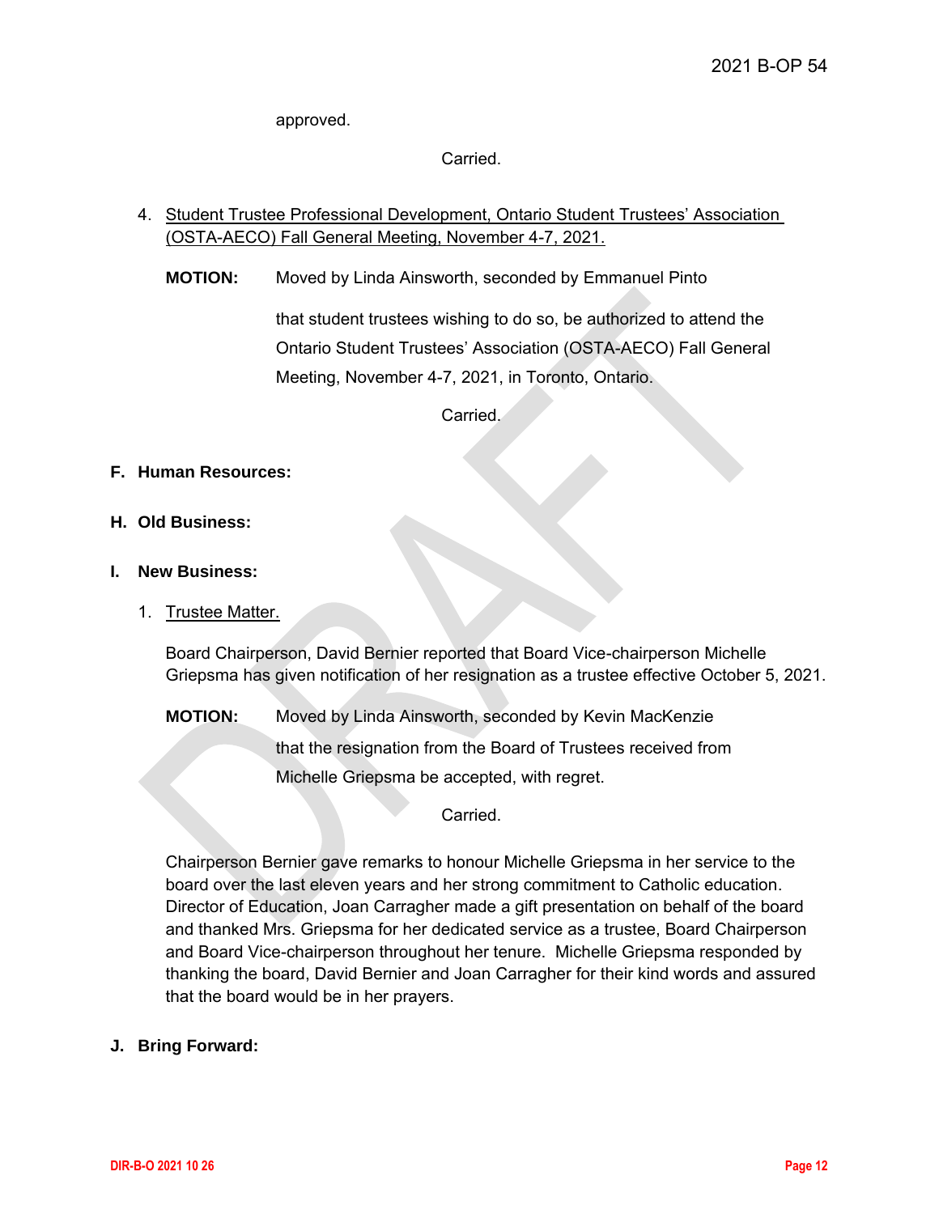approved.

Carried.

4. Student Trustee Professional Development, Ontario Student Trustees' Association (OSTA-AECO) Fall General Meeting, November 4-7, 2021.

**MOTION:** Moved by Linda Ainsworth, seconded by Emmanuel Pinto

that student trustees wishing to do so, be authorized to attend the Ontario Student Trustees' Association (OSTA-AECO) Fall General Meeting, November 4-7, 2021, in Toronto, Ontario.

Carried.

**F. Human Resources:**

**H. Old Business:**

**I. New Business:**

1. Trustee Matter.

Board Chairperson, David Bernier reported that Board Vice-chairperson Michelle Griepsma has given notification of her resignation as a trustee effective October 5, 2021.

**MOTION:** Moved by Linda Ainsworth, seconded by Kevin MacKenzie

that the resignation from the Board of Trustees received from Michelle Griepsma be accepted, with regret.

Carried.

Chairperson Bernier gave remarks to honour Michelle Griepsma in her service to the board over the last eleven years and her strong commitment to Catholic education. Director of Education, Joan Carragher made a gift presentation on behalf of the board and thanked Mrs. Griepsma for her dedicated service as a trustee, Board Chairperson and Board Vice-chairperson throughout her tenure. Michelle Griepsma responded by thanking the board, David Bernier and Joan Carragher for their kind words and assured that the board would be in her prayers.

**J. Bring Forward:**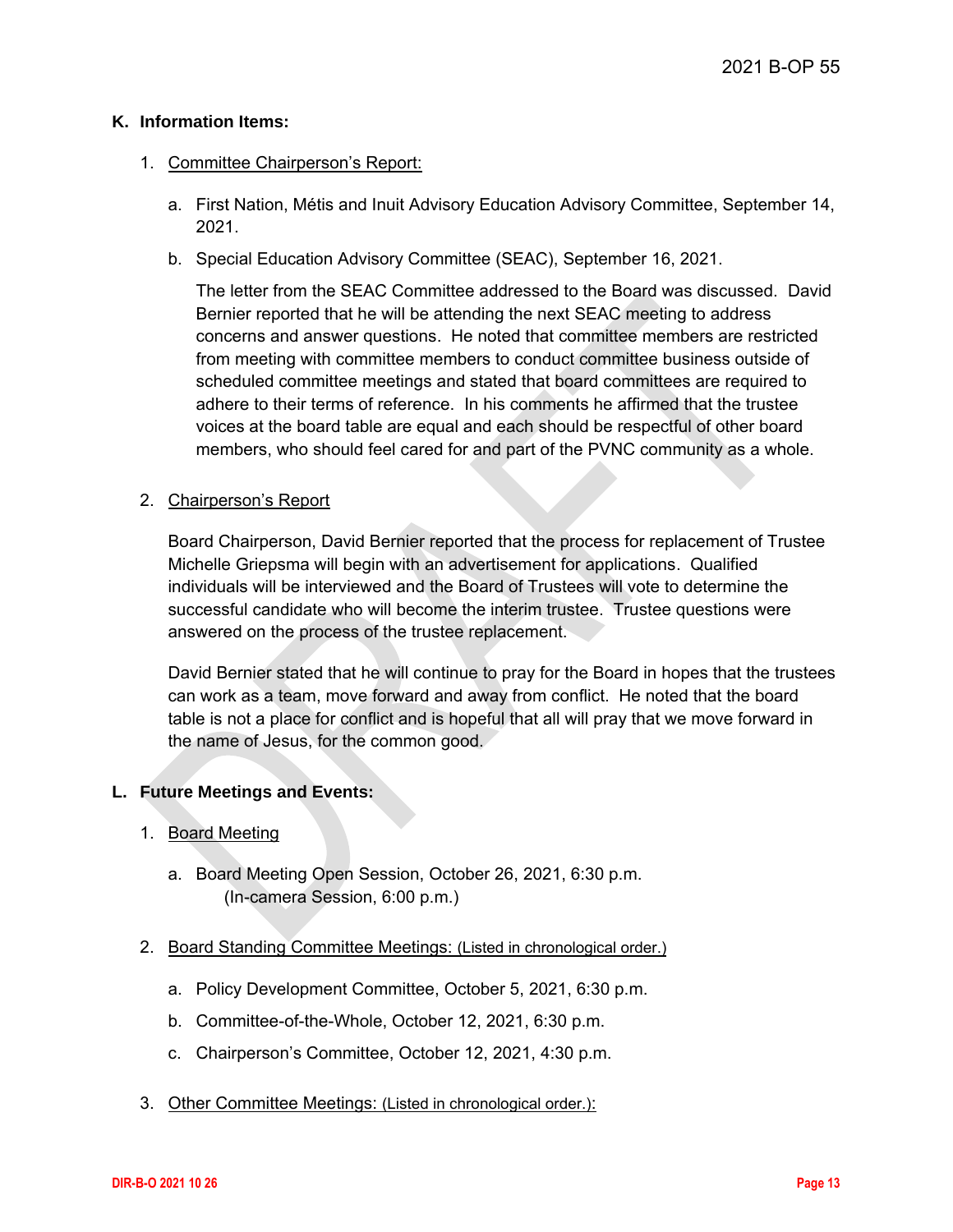## K. Information Items:

1. Committee Chairperson's Report:

   a. First Nation, Métis and Inuit Advisory Education Advisory Committee, September 14, 2021.

   b. Special Education Advisory Committee (SEAC), September 16, 2021.

      The letter from the SEAC Committee addressed to the Board was discussed. David Bernier reported that he will be attending the next SEAC meeting to address concerns and answer questions. He noted that committee members are restricted from meeting with committee members to conduct committee business outside of scheduled committee meetings and stated that board committees are required to adhere to their terms of reference. In his comments he affirmed that the trustee voices at the board table are equal and each should be respectful of other board members, who should feel cared for and part of the PVNC community as a whole.

2. Chairperson's Report

   Board Chairperson, David Bernier reported that the process for replacement of Trustee Michelle Griepsma will begin with an advertisement for applications. Qualified individuals will be interviewed and the Board of Trustees will vote to determine the successful candidate who will become the interim trustee. Trustee questions were answered on the process of the trustee replacement.

   David Bernier stated that he will continue to pray for the Board in hopes that the trustees can work as a team, move forward and away from conflict. He noted that the board table is not a place for conflict and is hopeful that all will pray that we move forward in the name of Jesus, for the common good.

## L. Future Meetings and Events:

1. Board Meeting

   a. Board Meeting Open Session, October 26, 2021, 6:30 p.m.
      (In-camera Session, 6:00 p.m.)

2. Board Standing Committee Meetings: (Listed in chronological order.)

   a. Policy Development Committee, October 5, 2021, 6:30 p.m.

   b. Committee-of-the-Whole, October 12, 2021, 6:30 p.m.

   c. Chairperson's Committee, October 12, 2021, 4:30 p.m.

3. Other Committee Meetings: (Listed in chronological order.):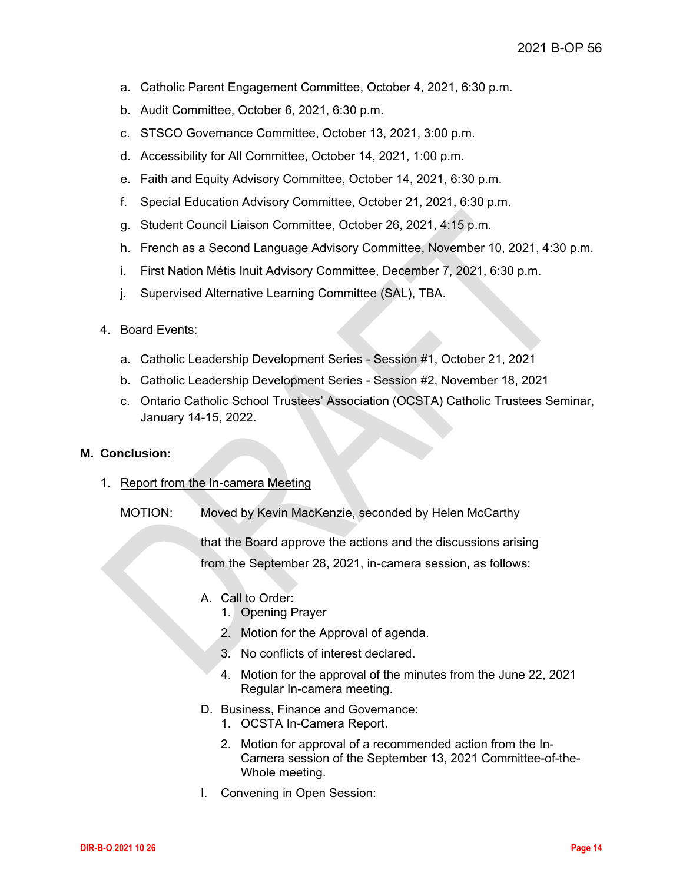a. Catholic Parent Engagement Committee, October 4, 2021, 6:30 p.m.

b. Audit Committee, October 6, 2021, 6:30 p.m.

c. STSCO Governance Committee, October 13, 2021, 3:00 p.m.

d. Accessibility for All Committee, October 14, 2021, 1:00 p.m.

e. Faith and Equity Advisory Committee, October 14, 2021, 6:30 p.m.

f. Special Education Advisory Committee, October 21, 2021, 6:30 p.m.

g. Student Council Liaison Committee, October 26, 2021, 4:15 p.m.

h. French as a Second Language Advisory Committee, November 10, 2021, 4:30 p.m.

i. First Nation Métis Inuit Advisory Committee, December 7, 2021, 6:30 p.m.

j. Supervised Alternative Learning Committee (SAL), TBA.

4. Board Events:

a. Catholic Leadership Development Series - Session #1, October 21, 2021

b. Catholic Leadership Development Series - Session #2, November 18, 2021

c. Ontario Catholic School Trustees' Association (OCSTA) Catholic Trustees Seminar, January 14-15, 2022.

**M. Conclusion:**

1. Report from the In-camera Meeting

MOTION: Moved by Kevin MacKenzie, seconded by Helen McCarthy

that the Board approve the actions and the discussions arising from the September 28, 2021, in-camera session, as follows:

A. Call to Order:
   1. Opening Prayer
   2. Motion for the Approval of agenda.
   3. No conflicts of interest declared.
   4. Motion for the approval of the minutes from the June 22, 2021 Regular In-camera meeting.

D. Business, Finance and Governance:
   1. OCSTA In-Camera Report.
   2. Motion for approval of a recommended action from the In-Camera session of the September 13, 2021 Committee-of-the-Whole meeting.

I. Convening in Open Session: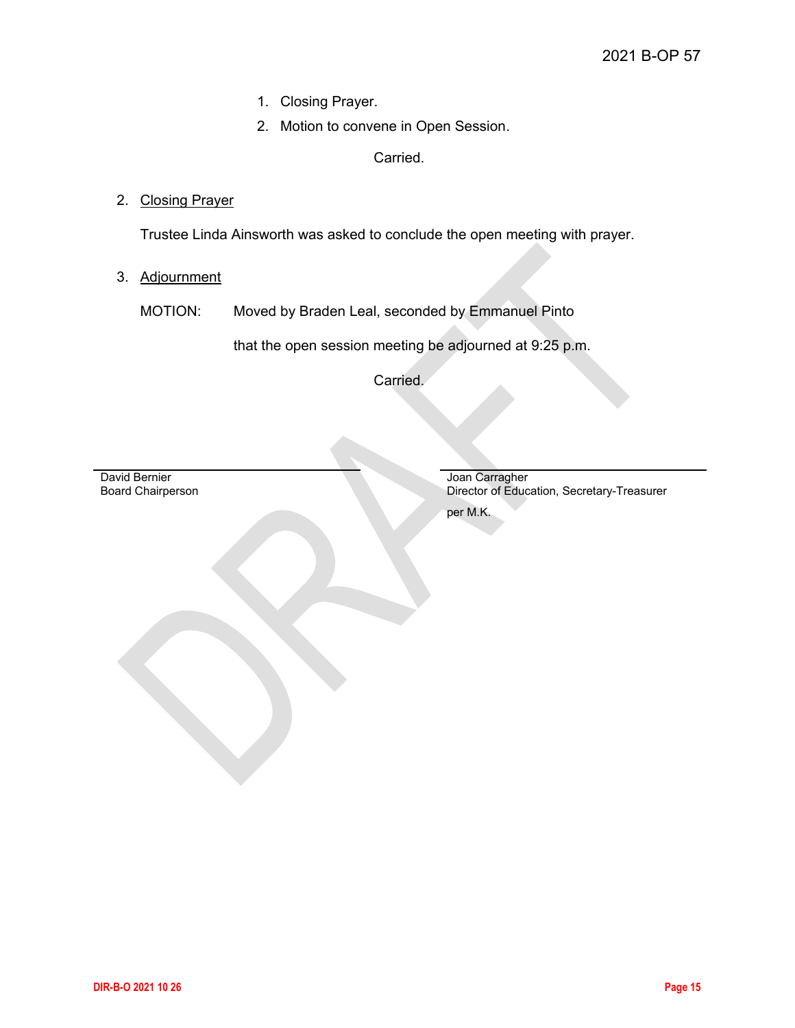1. Closing Prayer.
2. Motion to convene in Open Session.

Carried.

2. Closing Prayer

Trustee Linda Ainsworth was asked to conclude the open meeting with prayer.

3. Adjournment

MOTION: Moved by Braden Leal, seconded by Emmanuel Pinto

that the open session meeting be adjourned at 9:25 p.m.

Carried.

DRAFT

David Bernier
Board Chairperson

Joan Carragher
Director of Education, Secretary-Treasurer

per M.K.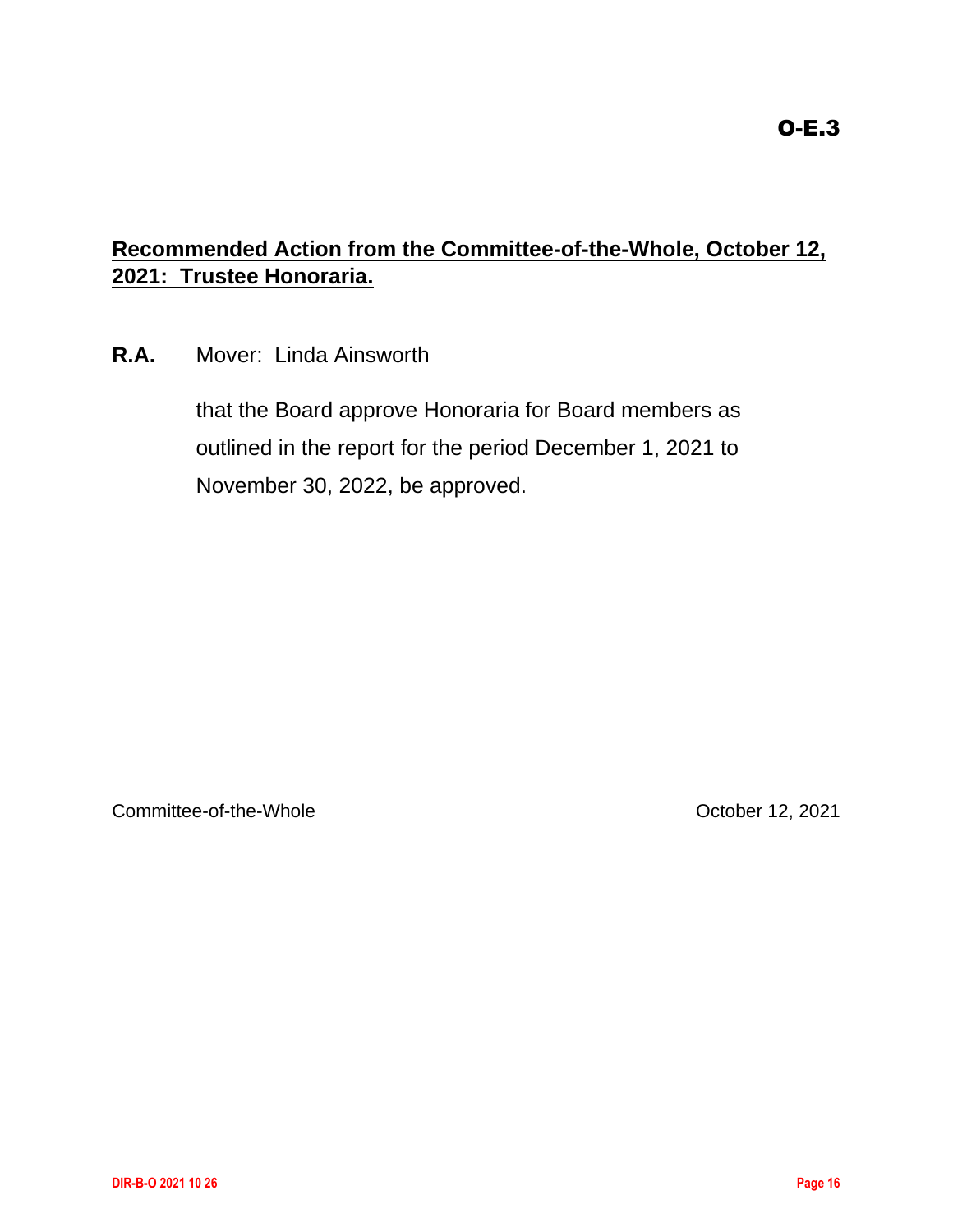O-E.3

**Recommended Action from the Committee-of-the-Whole, October 12, 2021: Trustee Honoraria.**

**R.A.** Mover: Linda Ainsworth

that the Board approve Honoraria for Board members as outlined in the report for the period December 1, 2021 to November 30, 2022, be approved.

Committee-of-the-Whole October 12, 2021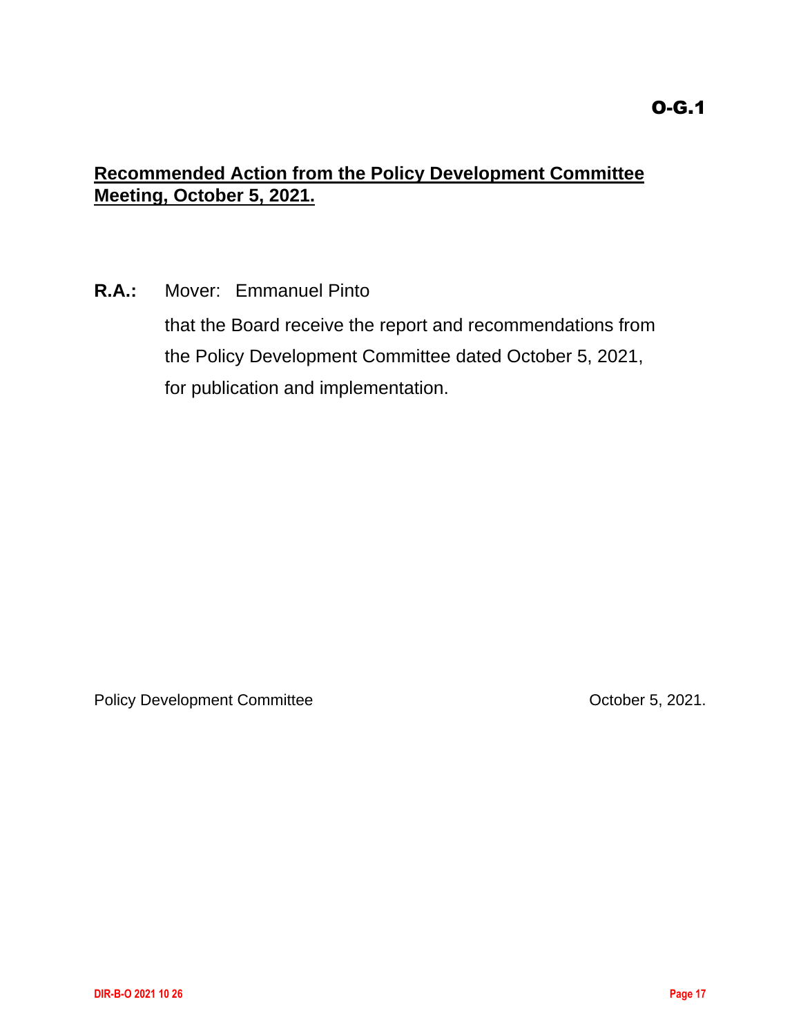O-G.1

**Recommended Action from the Policy Development Committee Meeting, October 5, 2021.**

**R.A.:** Mover: Emmanuel Pinto

that the Board receive the report and recommendations from the Policy Development Committee dated October 5, 2021, for publication and implementation.

Policy Development Committee October 5, 2021.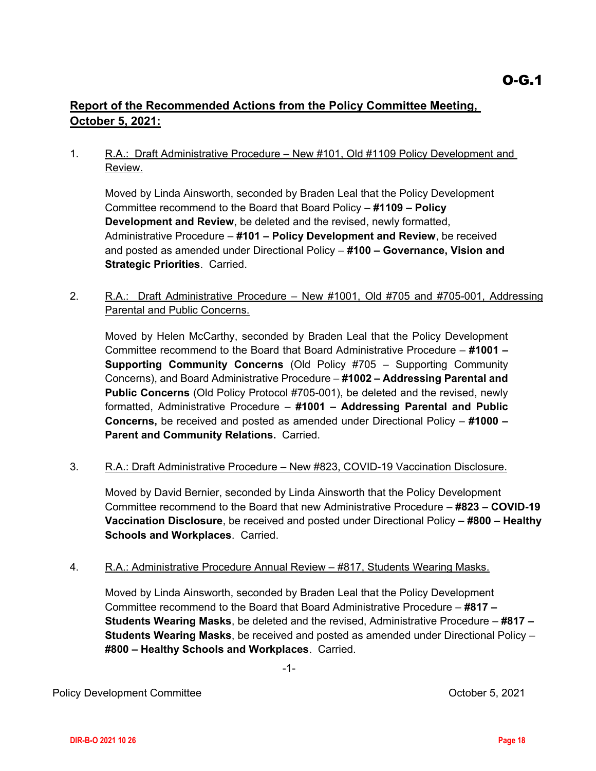O-G.1

**Report of the Recommended Actions from the Policy Committee Meeting, October 5, 2021:**

1. R.A.: Draft Administrative Procedure – New #101, Old #1109 Policy Development and Review.

   Moved by Linda Ainsworth, seconded by Braden Leal that the Policy Development Committee recommend to the Board that Board Policy – **#1109 – Policy Development and Review**, be deleted and the revised, newly formatted, Administrative Procedure – **#101 – Policy Development and Review**, be received and posted as amended under Directional Policy – **#100 – Governance, Vision and Strategic Priorities**. Carried.

2. R.A.: Draft Administrative Procedure – New #1001, Old #705 and #705-001, Addressing Parental and Public Concerns.

   Moved by Helen McCarthy, seconded by Braden Leal that the Policy Development Committee recommend to the Board that Board Administrative Procedure – **#1001 – Supporting Community Concerns** (Old Policy #705 – Supporting Community Concerns), and Board Administrative Procedure – **#1002 – Addressing Parental and Public Concerns** (Old Policy Protocol #705-001), be deleted and the revised, newly formatted, Administrative Procedure – **#1001 – Addressing Parental and Public Concerns,** be received and posted as amended under Directional Policy – **#1000 – Parent and Community Relations.** Carried.

3. R.A.: Draft Administrative Procedure – New #823, COVID-19 Vaccination Disclosure.

   Moved by David Bernier, seconded by Linda Ainsworth that the Policy Development Committee recommend to the Board that new Administrative Procedure – **#823 – COVID-19 Vaccination Disclosure**, be received and posted under Directional Policy **– #800 – Healthy Schools and Workplaces**. Carried.

4. R.A.: Administrative Procedure Annual Review – #817, Students Wearing Masks.

   Moved by Linda Ainsworth, seconded by Braden Leal that the Policy Development Committee recommend to the Board that Board Administrative Procedure – **#817 – Students Wearing Masks**, be deleted and the revised, Administrative Procedure – **#817 – Students Wearing Masks**, be received and posted as amended under Directional Policy – **#800 – Healthy Schools and Workplaces**. Carried.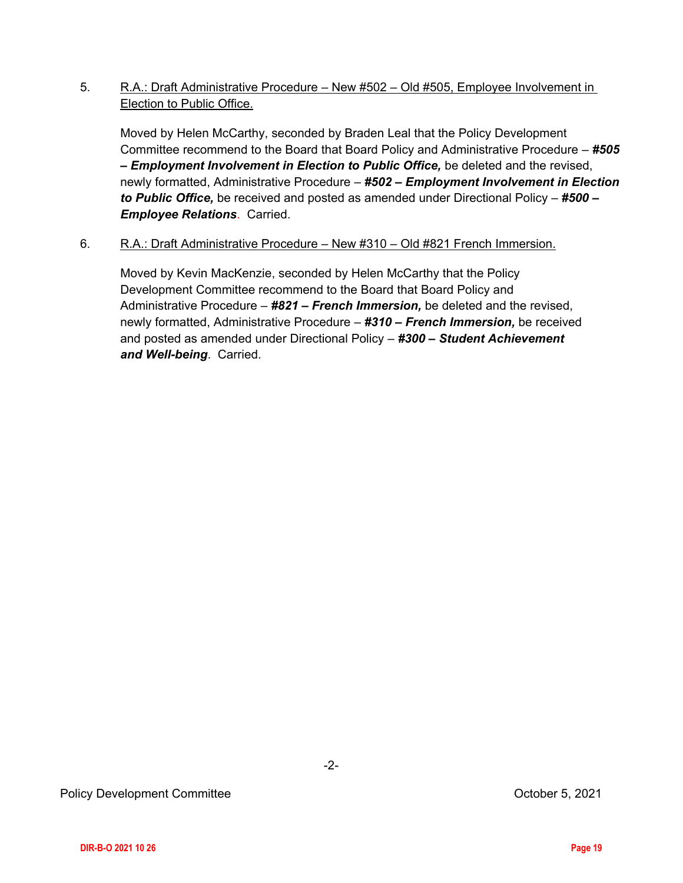5. <u>R.A.: Draft Administrative Procedure – New #502 – Old #505, Employee Involvement in Election to Public Office.</u>

   Moved by Helen McCarthy, seconded by Braden Leal that the Policy Development Committee recommend to the Board that Board Policy and Administrative Procedure – ***#505 – Employment Involvement in Election to Public Office,*** be deleted and the revised, newly formatted, Administrative Procedure – ***#502 – Employment Involvement in Election to Public Office,*** be received and posted as amended under Directional Policy – ***#500 – Employee Relations***. Carried.

6. <u>R.A.: Draft Administrative Procedure – New #310 – Old #821 French Immersion.</u>

   Moved by Kevin MacKenzie, seconded by Helen McCarthy that the Policy Development Committee recommend to the Board that Board Policy and Administrative Procedure – ***#821 – French Immersion,*** be deleted and the revised, newly formatted, Administrative Procedure – ***#310 – French Immersion,*** be received and posted as amended under Directional Policy – ***#300 – Student Achievement and Well-being***. Carried.